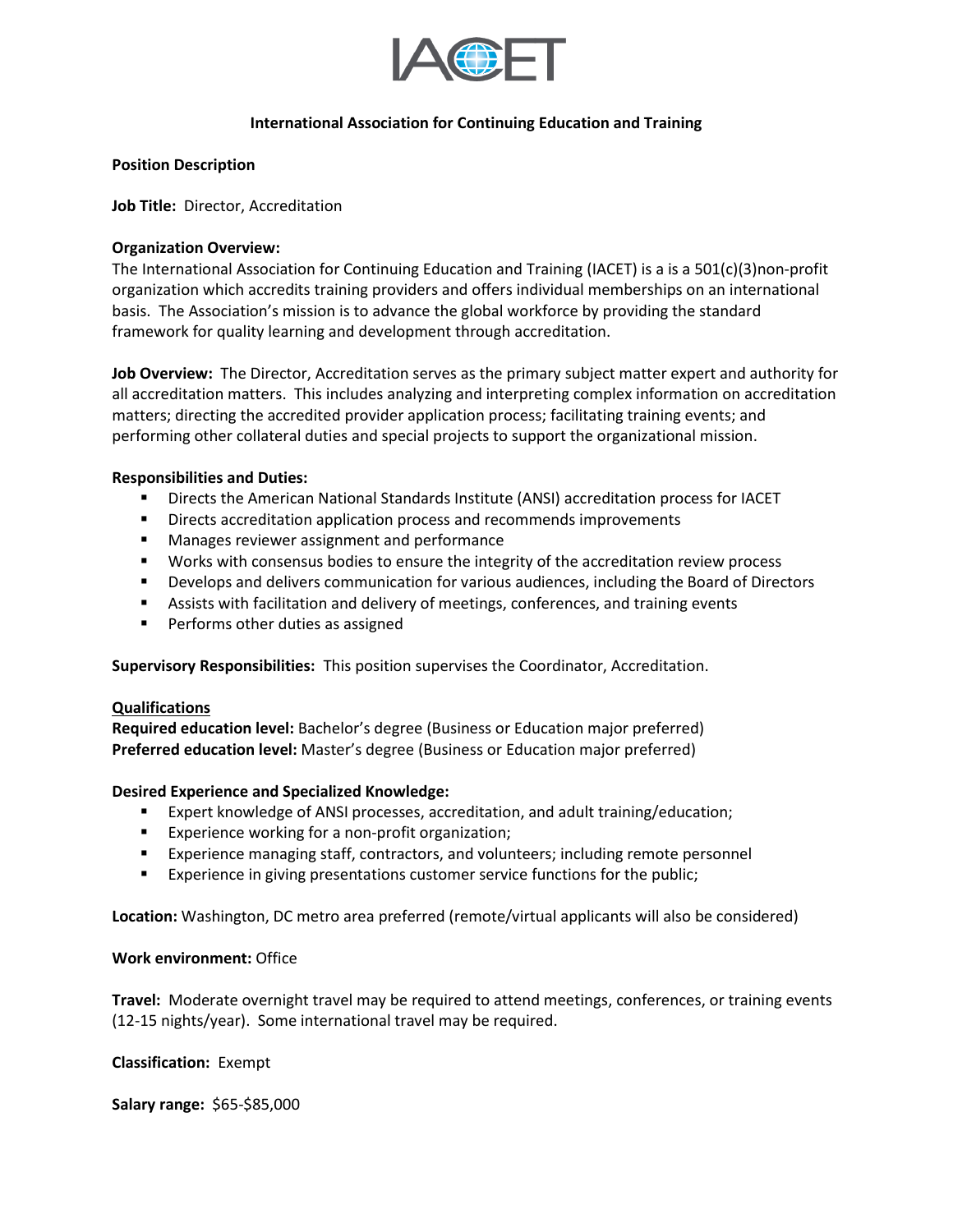IACET

**International Association for Continuing Education and Training**

**Position Description**

**Job Title:** Director, Accreditation

**Organization Overview:**
The International Association for Continuing Education and Training (IACET) is a is a 501(c)(3)non-profit organization which accredits training providers and offers individual memberships on an international basis. The Association's mission is to advance the global workforce by providing the standard framework for quality learning and development through accreditation.

**Job Overview:** The Director, Accreditation serves as the primary subject matter expert and authority for all accreditation matters. This includes analyzing and interpreting complex information on accreditation matters; directing the accredited provider application process; facilitating training events; and performing other collateral duties and special projects to support the organizational mission.

**Responsibilities and Duties:**

- Directs the American National Standards Institute (ANSI) accreditation process for IACET
- Directs accreditation application process and recommends improvements
- Manages reviewer assignment and performance
- Works with consensus bodies to ensure the integrity of the accreditation review process
- Develops and delivers communication for various audiences, including the Board of Directors
- Assists with facilitation and delivery of meetings, conferences, and training events
- Performs other duties as assigned

**Supervisory Responsibilities:** This position supervises the Coordinator, Accreditation.

**Qualifications**

**Required education level:** Bachelor's degree (Business or Education major preferred)
**Preferred education level:** Master's degree (Business or Education major preferred)

**Desired Experience and Specialized Knowledge:**

- Expert knowledge of ANSI processes, accreditation, and adult training/education;
- Experience working for a non-profit organization;
- Experience managing staff, contractors, and volunteers; including remote personnel
- Experience in giving presentations customer service functions for the public;

**Location:** Washington, DC metro area preferred (remote/virtual applicants will also be considered)

**Work environment:** Office

**Travel:** Moderate overnight travel may be required to attend meetings, conferences, or training events (12-15 nights/year). Some international travel may be required.

**Classification:** Exempt

**Salary range:** $65-$85,000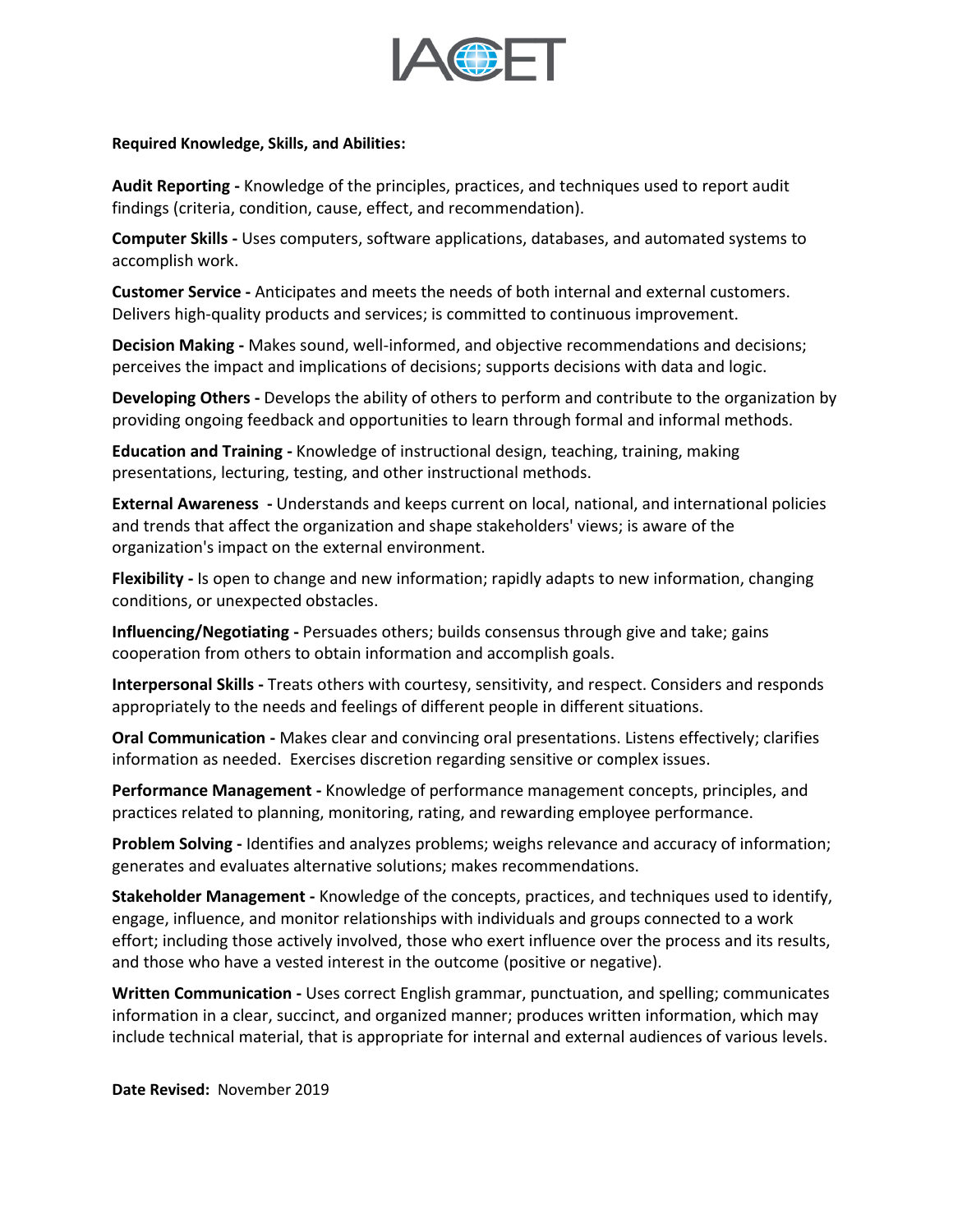**Required Knowledge, Skills, and Abilities:**

**Audit Reporting -** Knowledge of the principles, practices, and techniques used to report audit findings (criteria, condition, cause, effect, and recommendation).

**Computer Skills -** Uses computers, software applications, databases, and automated systems to accomplish work.

**Customer Service -** Anticipates and meets the needs of both internal and external customers. Delivers high-quality products and services; is committed to continuous improvement.

**Decision Making -** Makes sound, well-informed, and objective recommendations and decisions; perceives the impact and implications of decisions; supports decisions with data and logic.

**Developing Others -** Develops the ability of others to perform and contribute to the organization by providing ongoing feedback and opportunities to learn through formal and informal methods.

**Education and Training -** Knowledge of instructional design, teaching, training, making presentations, lecturing, testing, and other instructional methods.

**External Awareness -** Understands and keeps current on local, national, and international policies and trends that affect the organization and shape stakeholders' views; is aware of the organization's impact on the external environment.

**Flexibility -** Is open to change and new information; rapidly adapts to new information, changing conditions, or unexpected obstacles.

**Influencing/Negotiating -** Persuades others; builds consensus through give and take; gains cooperation from others to obtain information and accomplish goals.

**Interpersonal Skills -** Treats others with courtesy, sensitivity, and respect. Considers and responds appropriately to the needs and feelings of different people in different situations.

**Oral Communication -** Makes clear and convincing oral presentations. Listens effectively; clarifies information as needed. Exercises discretion regarding sensitive or complex issues.

**Performance Management -** Knowledge of performance management concepts, principles, and practices related to planning, monitoring, rating, and rewarding employee performance.

**Problem Solving -** Identifies and analyzes problems; weighs relevance and accuracy of information; generates and evaluates alternative solutions; makes recommendations.

**Stakeholder Management -** Knowledge of the concepts, practices, and techniques used to identify, engage, influence, and monitor relationships with individuals and groups connected to a work effort; including those actively involved, those who exert influence over the process and its results, and those who have a vested interest in the outcome (positive or negative).

**Written Communication -** Uses correct English grammar, punctuation, and spelling; communicates information in a clear, succinct, and organized manner; produces written information, which may include technical material, that is appropriate for internal and external audiences of various levels.

**Date Revised:** November 2019